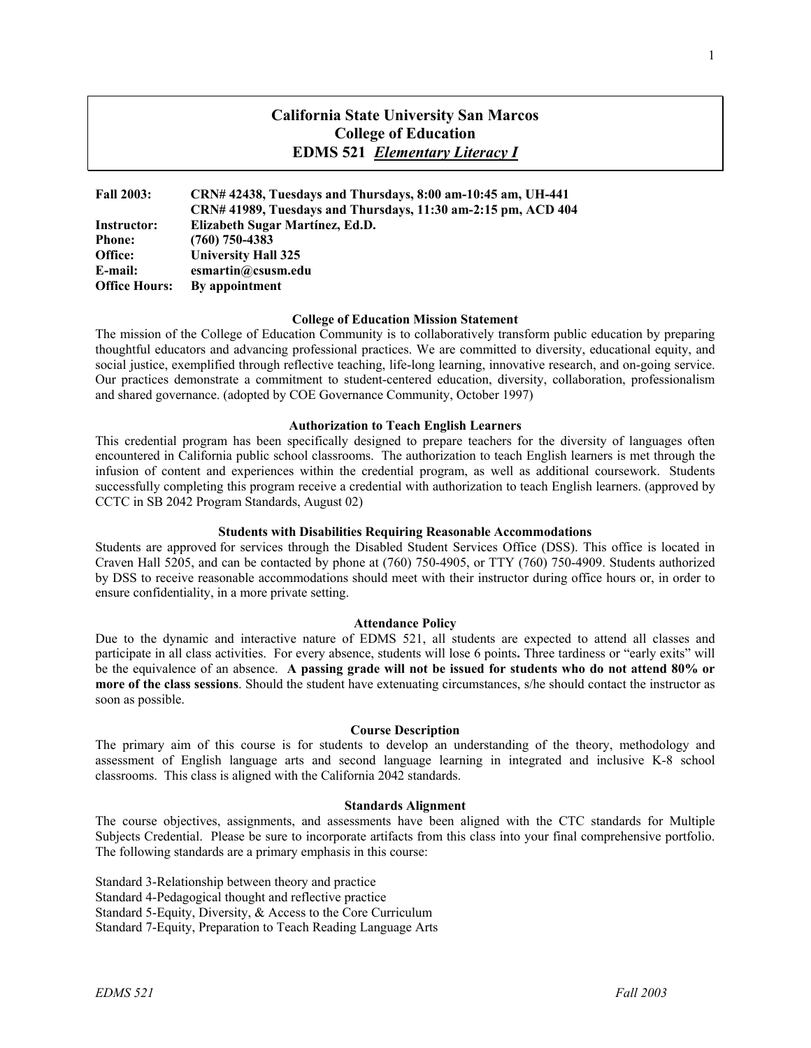# California State University San Marcos
# College of Education
# EDMS 521 *Elementary Literacy I*

| | |
|---|---|
| **Fall 2003:** | **CRN# 42438, Tuesdays and Thursdays, 8:00 am-10:45 am, UH-441** |
| | **CRN# 41989, Tuesdays and Thursdays, 11:30 am-2:15 pm, ACD 404** |
| **Instructor:** | **Elizabeth Sugar Martínez, Ed.D.** |
| **Phone:** | **(760) 750-4383** |
| **Office:** | **University Hall 325** |
| **E-mail:** | **esmartin@csusm.edu** |
| **Office Hours:** | **By appointment** |

### College of Education Mission Statement

The mission of the College of Education Community is to collaboratively transform public education by preparing thoughtful educators and advancing professional practices. We are committed to diversity, educational equity, and social justice, exemplified through reflective teaching, life-long learning, innovative research, and on-going service. Our practices demonstrate a commitment to student-centered education, diversity, collaboration, professionalism and shared governance. (adopted by COE Governance Community, October 1997)

### Authorization to Teach English Learners

This credential program has been specifically designed to prepare teachers for the diversity of languages often encountered in California public school classrooms. The authorization to teach English learners is met through the infusion of content and experiences within the credential program, as well as additional coursework. Students successfully completing this program receive a credential with authorization to teach English learners. (approved by CCTC in SB 2042 Program Standards, August 02)

### Students with Disabilities Requiring Reasonable Accommodations

Students are approved for services through the Disabled Student Services Office (DSS). This office is located in Craven Hall 5205, and can be contacted by phone at (760) 750-4905, or TTY (760) 750-4909. Students authorized by DSS to receive reasonable accommodations should meet with their instructor during office hours or, in order to ensure confidentiality, in a more private setting.

### Attendance Policy

Due to the dynamic and interactive nature of EDMS 521, all students are expected to attend all classes and participate in all class activities. For every absence, students will lose 6 points**.** Three tardiness or "early exits" will be the equivalence of an absence. **A passing grade will not be issued for students who do not attend 80% or more of the class sessions**. Should the student have extenuating circumstances, s/he should contact the instructor as soon as possible.

### Course Description

The primary aim of this course is for students to develop an understanding of the theory, methodology and assessment of English language arts and second language learning in integrated and inclusive K-8 school classrooms. This class is aligned with the California 2042 standards.

### Standards Alignment

The course objectives, assignments, and assessments have been aligned with the CTC standards for Multiple Subjects Credential. Please be sure to incorporate artifacts from this class into your final comprehensive portfolio. The following standards are a primary emphasis in this course:

Standard 3-Relationship between theory and practice
Standard 4-Pedagogical thought and reflective practice
Standard 5-Equity, Diversity, & Access to the Core Curriculum
Standard 7-Equity, Preparation to Teach Reading Language Arts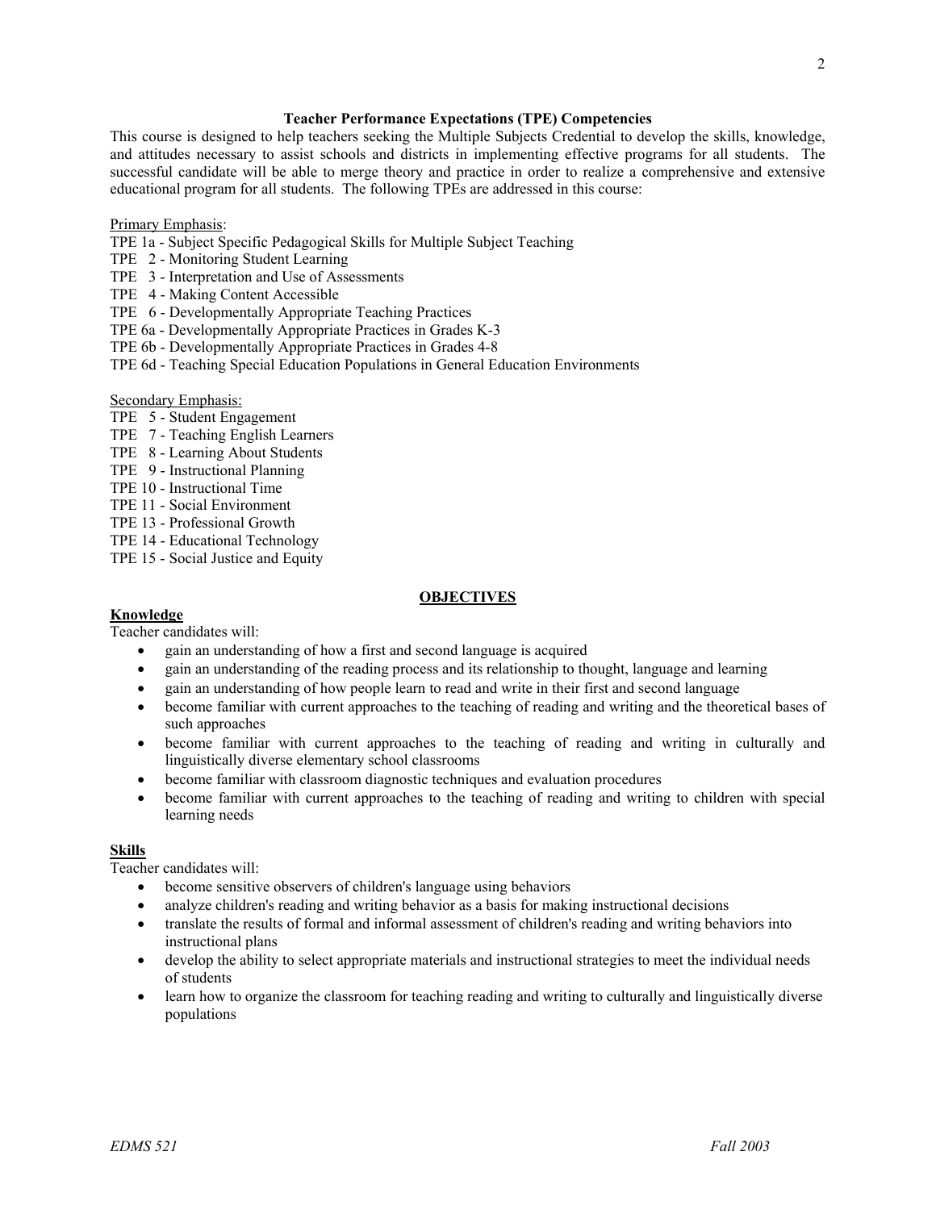**Teacher Performance Expectations (TPE) Competencies**

This course is designed to help teachers seeking the Multiple Subjects Credential to develop the skills, knowledge, and attitudes necessary to assist schools and districts in implementing effective programs for all students. The successful candidate will be able to merge theory and practice in order to realize a comprehensive and extensive educational program for all students. The following TPEs are addressed in this course:

Primary Emphasis:

- TPE 1a - Subject Specific Pedagogical Skills for Multiple Subject Teaching
- TPE 2 - Monitoring Student Learning
- TPE 3 - Interpretation and Use of Assessments
- TPE 4 - Making Content Accessible
- TPE 6 - Developmentally Appropriate Teaching Practices
- TPE 6a - Developmentally Appropriate Practices in Grades K-3
- TPE 6b - Developmentally Appropriate Practices in Grades 4-8
- TPE 6d - Teaching Special Education Populations in General Education Environments

Secondary Emphasis:

- TPE 5 - Student Engagement
- TPE 7 - Teaching English Learners
- TPE 8 - Learning About Students
- TPE 9 - Instructional Planning
- TPE 10 - Instructional Time
- TPE 11 - Social Environment
- TPE 13 - Professional Growth
- TPE 14 - Educational Technology
- TPE 15 - Social Justice and Equity

## OBJECTIVES

### Knowledge

Teacher candidates will:

- gain an understanding of how a first and second language is acquired
- gain an understanding of the reading process and its relationship to thought, language and learning
- gain an understanding of how people learn to read and write in their first and second language
- become familiar with current approaches to the teaching of reading and writing and the theoretical bases of such approaches
- become familiar with current approaches to the teaching of reading and writing in culturally and linguistically diverse elementary school classrooms
- become familiar with classroom diagnostic techniques and evaluation procedures
- become familiar with current approaches to the teaching of reading and writing to children with special learning needs

### Skills

Teacher candidates will:

- become sensitive observers of children's language using behaviors
- analyze children's reading and writing behavior as a basis for making instructional decisions
- translate the results of formal and informal assessment of children's reading and writing behaviors into instructional plans
- develop the ability to select appropriate materials and instructional strategies to meet the individual needs of students
- learn how to organize the classroom for teaching reading and writing to culturally and linguistically diverse populations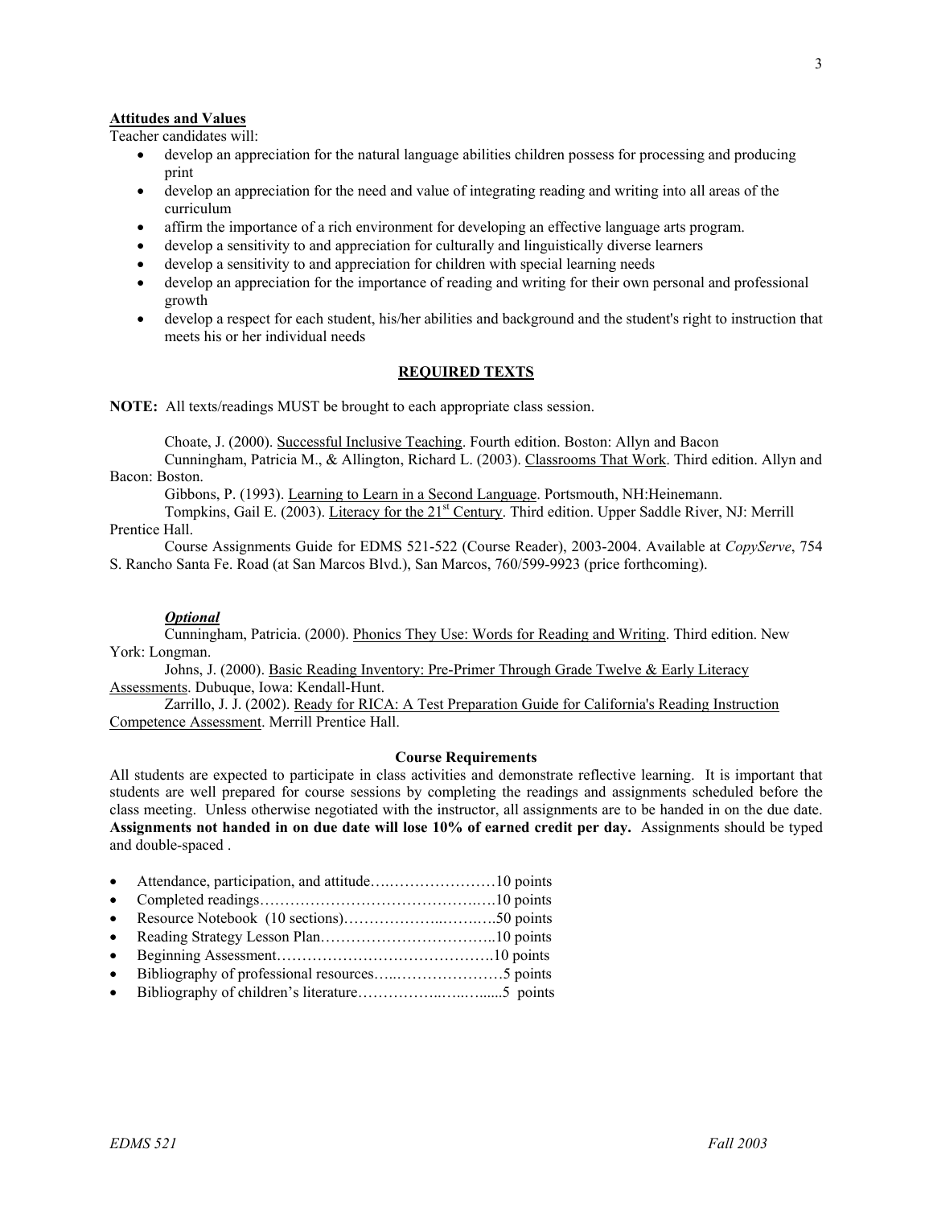**Attitudes and Values**

Teacher candidates will:

- develop an appreciation for the natural language abilities children possess for processing and producing print
- develop an appreciation for the need and value of integrating reading and writing into all areas of the curriculum
- affirm the importance of a rich environment for developing an effective language arts program.
- develop a sensitivity to and appreciation for culturally and linguistically diverse learners
- develop a sensitivity to and appreciation for children with special learning needs
- develop an appreciation for the importance of reading and writing for their own personal and professional growth
- develop a respect for each student, his/her abilities and background and the student's right to instruction that meets his or her individual needs

## REQUIRED TEXTS

**NOTE:** All texts/readings MUST be brought to each appropriate class session.

Choate, J. (2000). Successful Inclusive Teaching. Fourth edition. Boston: Allyn and Bacon

Cunningham, Patricia M., & Allington, Richard L. (2003). Classrooms That Work. Third edition. Allyn and Bacon: Boston.

Gibbons, P. (1993). Learning to Learn in a Second Language. Portsmouth, NH:Heinemann.

Tompkins, Gail E. (2003). Literacy for the 21st Century. Third edition. Upper Saddle River, NJ: Merrill Prentice Hall.

Course Assignments Guide for EDMS 521-522 (Course Reader), 2003-2004. Available at *CopyServe*, 754 S. Rancho Santa Fe. Road (at San Marcos Blvd.), San Marcos, 760/599-9923 (price forthcoming).

***Optional***

Cunningham, Patricia. (2000). Phonics They Use: Words for Reading and Writing. Third edition. New York: Longman.

Johns, J. (2000). Basic Reading Inventory: Pre-Primer Through Grade Twelve & Early Literacy Assessments. Dubuque, Iowa: Kendall-Hunt.

Zarrillo, J. J. (2002). Ready for RICA: A Test Preparation Guide for California's Reading Instruction Competence Assessment. Merrill Prentice Hall.

**Course Requirements**

All students are expected to participate in class activities and demonstrate reflective learning. It is important that students are well prepared for course sessions by completing the readings and assignments scheduled before the class meeting. Unless otherwise negotiated with the instructor, all assignments are to be handed in on the due date. **Assignments not handed in on due date will lose 10% of earned credit per day.** Assignments should be typed and double-spaced .

- Attendance, participation, and attitude….…………………10 points
- Completed readings……………………………………..….10 points
- Resource Notebook (10 sections)………………..……..….50 points
- Reading Strategy Lesson Plan……………………………..10 points
- Beginning Assessment…………………………………….10 points
- Bibliography of professional resources…..…………………5 points
- Bibliography of children's literature……………..…..….....5 points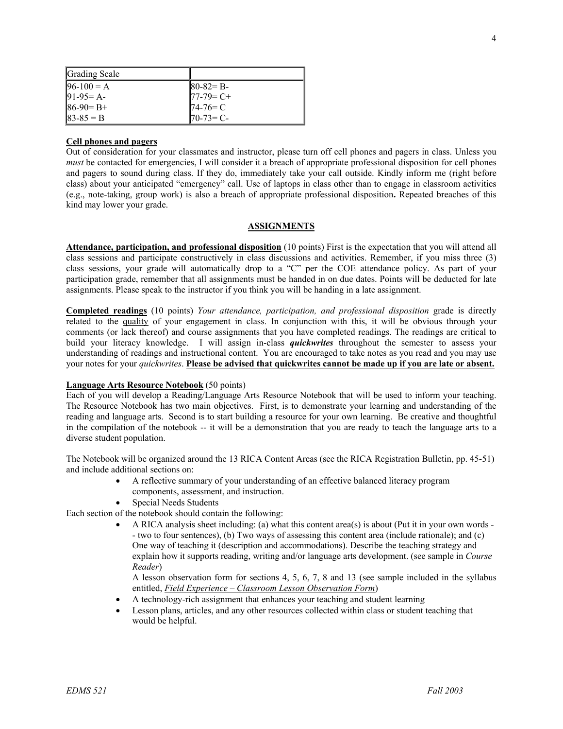| Grading Scale | |
|---|---|
| 96-100 = A | 80-82= B- |
| 91-95= A- | 77-79= C+ |
| 86-90= B+ | 74-76= C |
| 83-85 = B | 70-73= C- |

**Cell phones and pagers**

Out of consideration for your classmates and instructor, please turn off cell phones and pagers in class. Unless you *must* be contacted for emergencies, I will consider it a breach of appropriate professional disposition for cell phones and pagers to sound during class. If they do, immediately take your call outside. Kindly inform me (right before class) about your anticipated "emergency" call. Use of laptops in class other than to engage in classroom activities (e.g., note-taking, group work) is also a breach of appropriate professional disposition**.** Repeated breaches of this kind may lower your grade.

## ASSIGNMENTS

**Attendance, participation, and professional disposition** (10 points) First is the expectation that you will attend all class sessions and participate constructively in class discussions and activities. Remember, if you miss three (3) class sessions, your grade will automatically drop to a "C" per the COE attendance policy. As part of your participation grade, remember that all assignments must be handed in on due dates. Points will be deducted for late assignments. Please speak to the instructor if you think you will be handing in a late assignment.

**Completed readings** (10 points) *Your attendance, participation, and professional disposition* grade is directly related to the quality of your engagement in class. In conjunction with this, it will be obvious through your comments (or lack thereof) and course assignments that you have completed readings. The readings are critical to build your literacy knowledge. I will assign in-class ***quickwrites*** throughout the semester to assess your understanding of readings and instructional content. You are encouraged to take notes as you read and you may use your notes for your *quickwrites*. **Please be advised that quickwrites cannot be made up if you are late or absent.**

**Language Arts Resource Notebook** (50 points)

Each of you will develop a Reading/Language Arts Resource Notebook that will be used to inform your teaching. The Resource Notebook has two main objectives. First, is to demonstrate your learning and understanding of the reading and language arts. Second is to start building a resource for your own learning. Be creative and thoughtful in the compilation of the notebook -- it will be a demonstration that you are ready to teach the language arts to a diverse student population.

The Notebook will be organized around the 13 RICA Content Areas (see the RICA Registration Bulletin, pp. 45-51) and include additional sections on:

- A reflective summary of your understanding of an effective balanced literacy program components, assessment, and instruction.
- Special Needs Students

Each section of the notebook should contain the following:

- A RICA analysis sheet including: (a) what this content area(s) is about (Put it in your own words -- two to four sentences), (b) Two ways of assessing this content area (include rationale); and (c) One way of teaching it (description and accommodations). Describe the teaching strategy and explain how it supports reading, writing and/or language arts development. (see sample in *Course Reader*)

  A lesson observation form for sections 4, 5, 6, 7, 8 and 13 (see sample included in the syllabus entitled, *Field Experience – Classroom Lesson Observation Form*)
- A technology-rich assignment that enhances your teaching and student learning
- Lesson plans, articles, and any other resources collected within class or student teaching that would be helpful.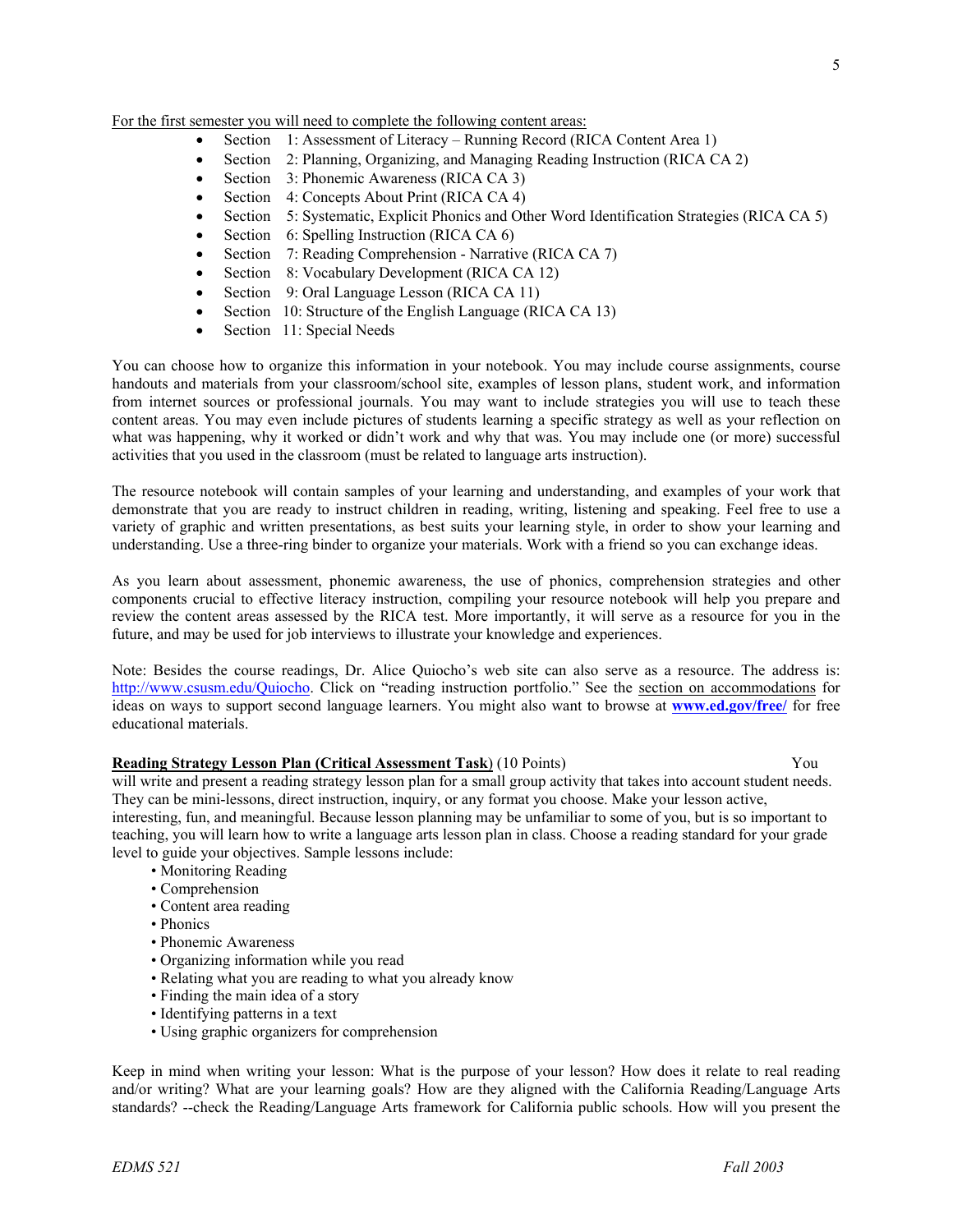For the first semester you will need to complete the following content areas:

- Section 1: Assessment of Literacy – Running Record (RICA Content Area 1)
- Section 2: Planning, Organizing, and Managing Reading Instruction (RICA CA 2)
- Section 3: Phonemic Awareness (RICA CA 3)
- Section 4: Concepts About Print (RICA CA 4)
- Section 5: Systematic, Explicit Phonics and Other Word Identification Strategies (RICA CA 5)
- Section 6: Spelling Instruction (RICA CA 6)
- Section 7: Reading Comprehension - Narrative (RICA CA 7)
- Section 8: Vocabulary Development (RICA CA 12)
- Section 9: Oral Language Lesson (RICA CA 11)
- Section 10: Structure of the English Language (RICA CA 13)
- Section 11: Special Needs

You can choose how to organize this information in your notebook. You may include course assignments, course handouts and materials from your classroom/school site, examples of lesson plans, student work, and information from internet sources or professional journals. You may want to include strategies you will use to teach these content areas. You may even include pictures of students learning a specific strategy as well as your reflection on what was happening, why it worked or didn't work and why that was. You may include one (or more) successful activities that you used in the classroom (must be related to language arts instruction).

The resource notebook will contain samples of your learning and understanding, and examples of your work that demonstrate that you are ready to instruct children in reading, writing, listening and speaking. Feel free to use a variety of graphic and written presentations, as best suits your learning style, in order to show your learning and understanding. Use a three-ring binder to organize your materials. Work with a friend so you can exchange ideas.

As you learn about assessment, phonemic awareness, the use of phonics, comprehension strategies and other components crucial to effective literacy instruction, compiling your resource notebook will help you prepare and review the content areas assessed by the RICA test. More importantly, it will serve as a resource for you in the future, and may be used for job interviews to illustrate your knowledge and experiences.

Note: Besides the course readings, Dr. Alice Quiocho's web site can also serve as a resource. The address is: http://www.csusm.edu/Quiocho. Click on "reading instruction portfolio." See the section on accommodations for ideas on ways to support second language learners. You might also want to browse at **www.ed.gov/free/** for free educational materials.

**Reading Strategy Lesson Plan (Critical Assessment Task)** (10 Points) You will write and present a reading strategy lesson plan for a small group activity that takes into account student needs. They can be mini-lessons, direct instruction, inquiry, or any format you choose. Make your lesson active, interesting, fun, and meaningful. Because lesson planning may be unfamiliar to some of you, but is so important to teaching, you will learn how to write a language arts lesson plan in class. Choose a reading standard for your grade level to guide your objectives. Sample lessons include:

- Monitoring Reading
- Comprehension
- Content area reading
- Phonics
- Phonemic Awareness
- Organizing information while you read
- Relating what you are reading to what you already know
- Finding the main idea of a story
- Identifying patterns in a text
- Using graphic organizers for comprehension

Keep in mind when writing your lesson: What is the purpose of your lesson? How does it relate to real reading and/or writing? What are your learning goals? How are they aligned with the California Reading/Language Arts standards? --check the Reading/Language Arts framework for California public schools. How will you present the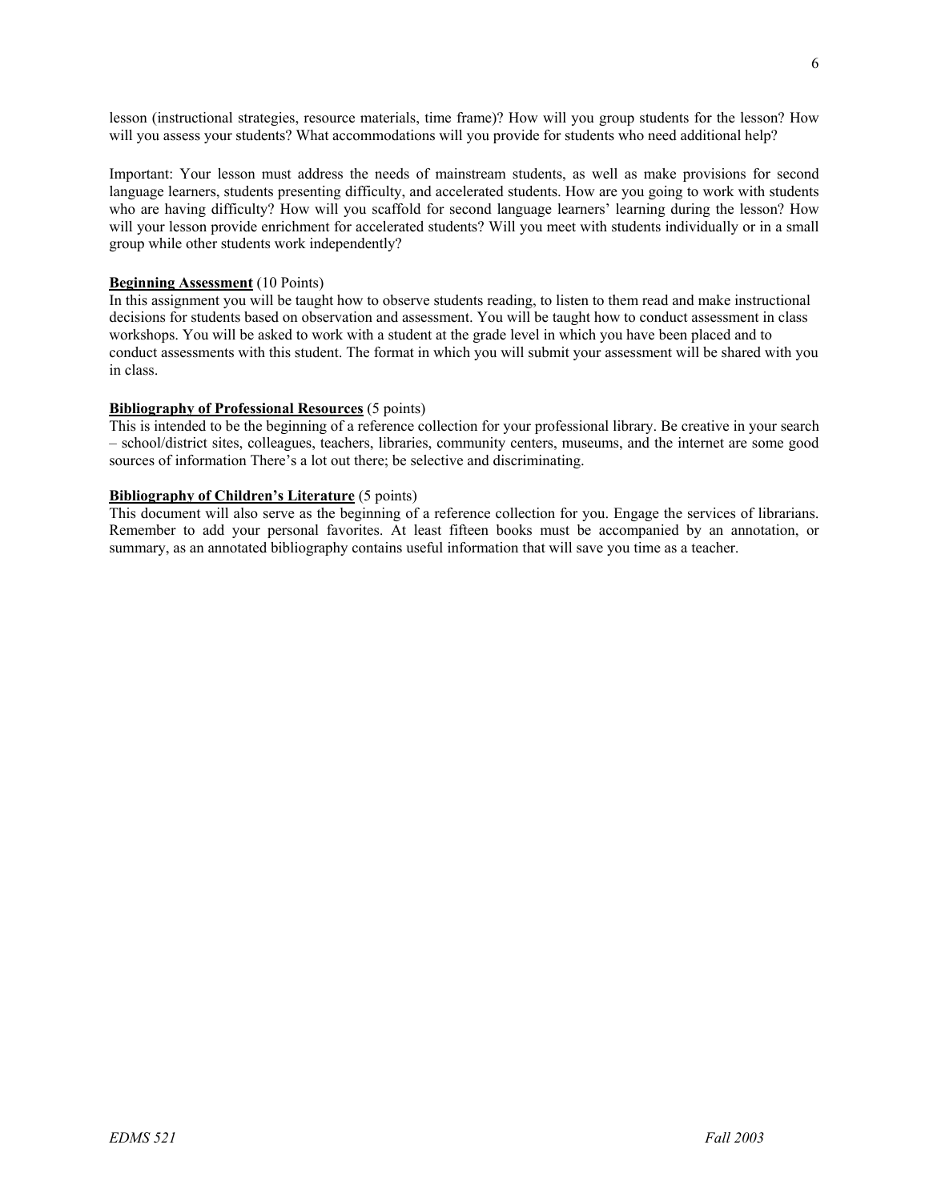lesson (instructional strategies, resource materials, time frame)? How will you group students for the lesson? How will you assess your students? What accommodations will you provide for students who need additional help?

Important: Your lesson must address the needs of mainstream students, as well as make provisions for second language learners, students presenting difficulty, and accelerated students. How are you going to work with students who are having difficulty? How will you scaffold for second language learners' learning during the lesson? How will your lesson provide enrichment for accelerated students? Will you meet with students individually or in a small group while other students work independently?

**Beginning Assessment** (10 Points)
In this assignment you will be taught how to observe students reading, to listen to them read and make instructional decisions for students based on observation and assessment. You will be taught how to conduct assessment in class workshops. You will be asked to work with a student at the grade level in which you have been placed and to conduct assessments with this student. The format in which you will submit your assessment will be shared with you in class.

**Bibliography of Professional Resources** (5 points)
This is intended to be the beginning of a reference collection for your professional library. Be creative in your search – school/district sites, colleagues, teachers, libraries, community centers, museums, and the internet are some good sources of information There's a lot out there; be selective and discriminating.

**Bibliography of Children's Literature** (5 points)
This document will also serve as the beginning of a reference collection for you. Engage the services of librarians. Remember to add your personal favorites. At least fifteen books must be accompanied by an annotation, or summary, as an annotated bibliography contains useful information that will save you time as a teacher.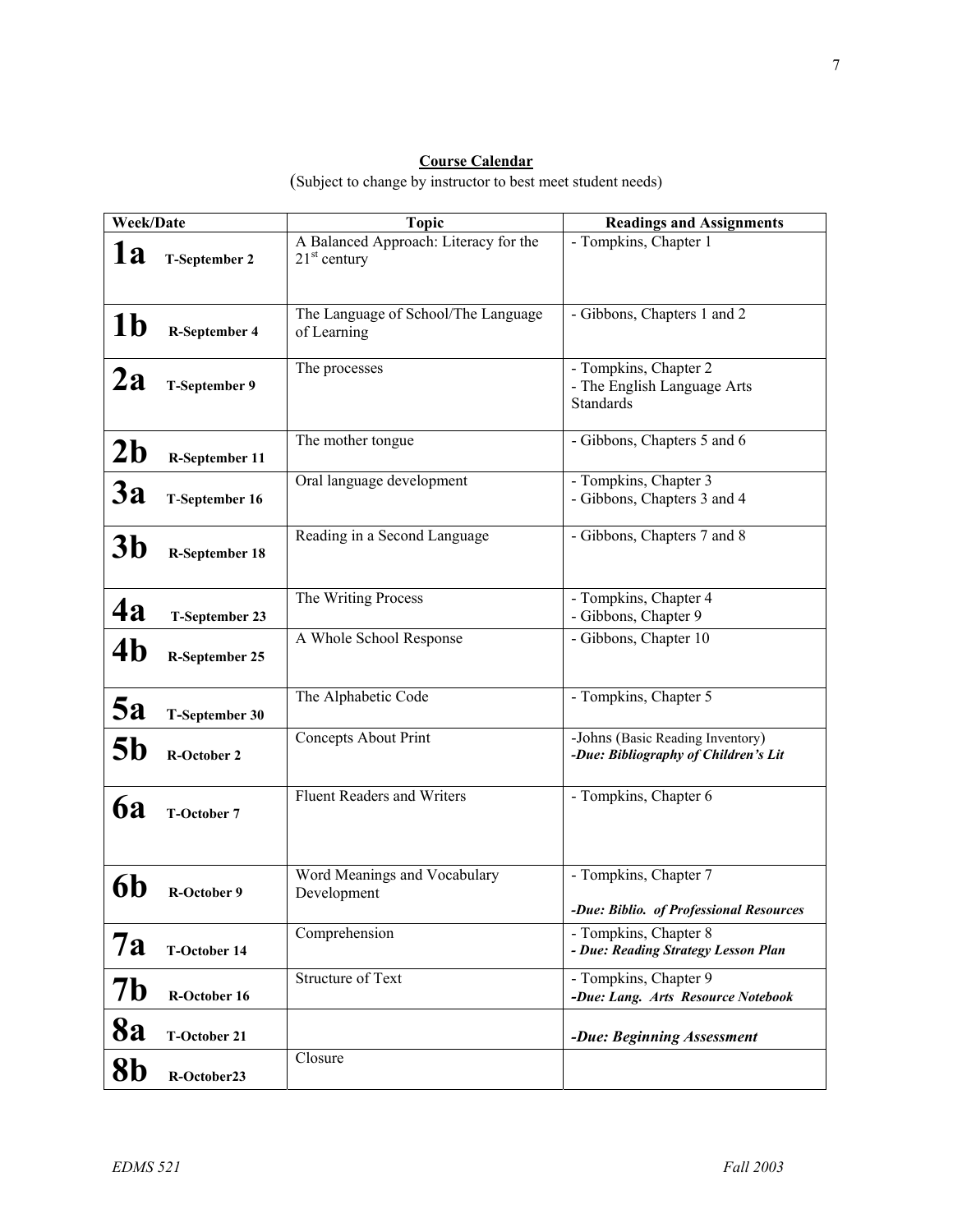**Course Calendar**

(Subject to change by instructor to best meet student needs)

| Week/Date | Topic | Readings and Assignments |
|---|---|---|
| **1a** **T-September 2** | A Balanced Approach: Literacy for the 21st century | - Tompkins, Chapter 1 |
| **1b** **R-September 4** | The Language of School/The Language of Learning | - Gibbons, Chapters 1 and 2 |
| **2a** **T-September 9** | The processes | - Tompkins, Chapter 2<br>- The English Language Arts Standards |
| **2b** **R-September 11** | The mother tongue | - Gibbons, Chapters 5 and 6 |
| **3a** **T-September 16** | Oral language development | - Tompkins, Chapter 3<br>- Gibbons, Chapters 3 and 4 |
| **3b** **R-September 18** | Reading in a Second Language | - Gibbons, Chapters 7 and 8 |
| **4a** **T-September 23** | The Writing Process | - Tompkins, Chapter 4<br>- Gibbons, Chapter 9 |
| **4b** **R-September 25** | A Whole School Response | - Gibbons, Chapter 10 |
| **5a** **T-September 30** | The Alphabetic Code | - Tompkins, Chapter 5 |
| **5b** **R-October 2** | Concepts About Print | -Johns (Basic Reading Inventory)<br>***-Due: Bibliography of Children's Lit*** |
| **6a** **T-October 7** | Fluent Readers and Writers | - Tompkins, Chapter 6 |
| **6b** **R-October 9** | Word Meanings and Vocabulary Development | - Tompkins, Chapter 7<br>***-Due: Biblio. of Professional Resources*** |
| **7a** **T-October 14** | Comprehension | - Tompkins, Chapter 8<br>***- Due: Reading Strategy Lesson Plan*** |
| **7b** **R-October 16** | Structure of Text | - Tompkins, Chapter 9<br>***-Due: Lang. Arts Resource Notebook*** |
| **8a** **T-October 21** | | ***-Due: Beginning Assessment*** |
| **8b** **R-October23** | Closure | |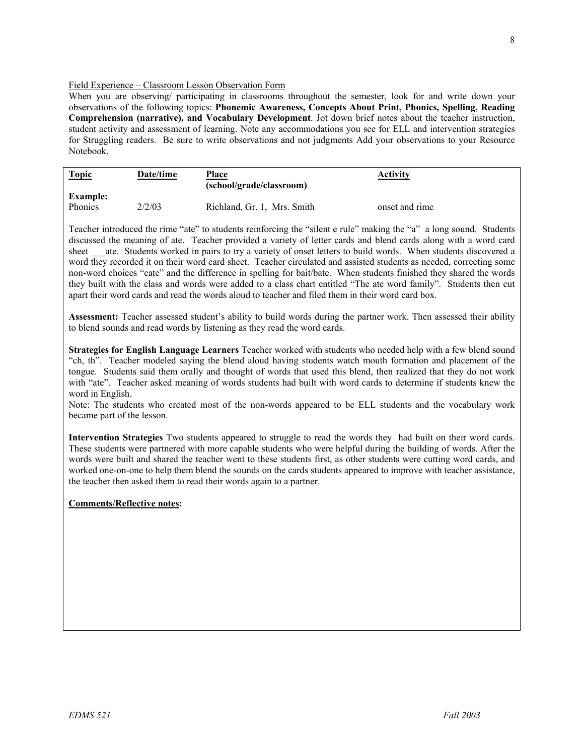Field Experience – Classroom Lesson Observation Form

When you are observing/ participating in classrooms throughout the semester, look for and write down your observations of the following topics: **Phonemic Awareness, Concepts About Print, Phonics, Spelling, Reading Comprehension (narrative), and Vocabulary Development**. Jot down brief notes about the teacher instruction, student activity and assessment of learning. Note any accommodations you see for ELL and intervention strategies for Struggling readers. Be sure to write observations and not judgments Add your observations to your Resource Notebook.

| **Topic** | **Date/time** | **Place (school/grade/classroom)** | **Activity** |
|---|---|---|---|
| **Example:** | | | |
| Phonics | 2/2/03 | Richland, Gr. 1, Mrs. Smith | onset and rime |

Teacher introduced the rime "ate" to students reinforcing the "silent e rule" making the "a" a long sound. Students discussed the meaning of ate. Teacher provided a variety of letter cards and blend cards along with a word card sheet ___ate. Students worked in pairs to try a variety of onset letters to build words. When students discovered a word they recorded it on their word card sheet. Teacher circulated and assisted students as needed, correcting some non-word choices "cate" and the difference in spelling for bait/bate. When students finished they shared the words they built with the class and words were added to a class chart entitled "The ate word family". Students then cut apart their word cards and read the words aloud to teacher and filed them in their word card box.

**Assessment:** Teacher assessed student's ability to build words during the partner work. Then assessed their ability to blend sounds and read words by listening as they read the word cards.

**Strategies for English Language Learners** Teacher worked with students who needed help with a few blend sound "ch, th". Teacher modeled saying the blend aloud having students watch mouth formation and placement of the tongue. Students said them orally and thought of words that used this blend, then realized that they do not work with "ate". Teacher asked meaning of words students had built with word cards to determine if students knew the word in English.

Note: The students who created most of the non-words appeared to be ELL students and the vocabulary work became part of the lesson.

**Intervention Strategies** Two students appeared to struggle to read the words they had built on their word cards. These students were partnered with more capable students who were helpful during the building of words. After the words were built and shared the teacher went to these students first, as other students were cutting word cards, and worked one-on-one to help them blend the sounds on the cards students appeared to improve with teacher assistance, the teacher then asked them to read their words again to a partner.

**Comments/Reflective notes:**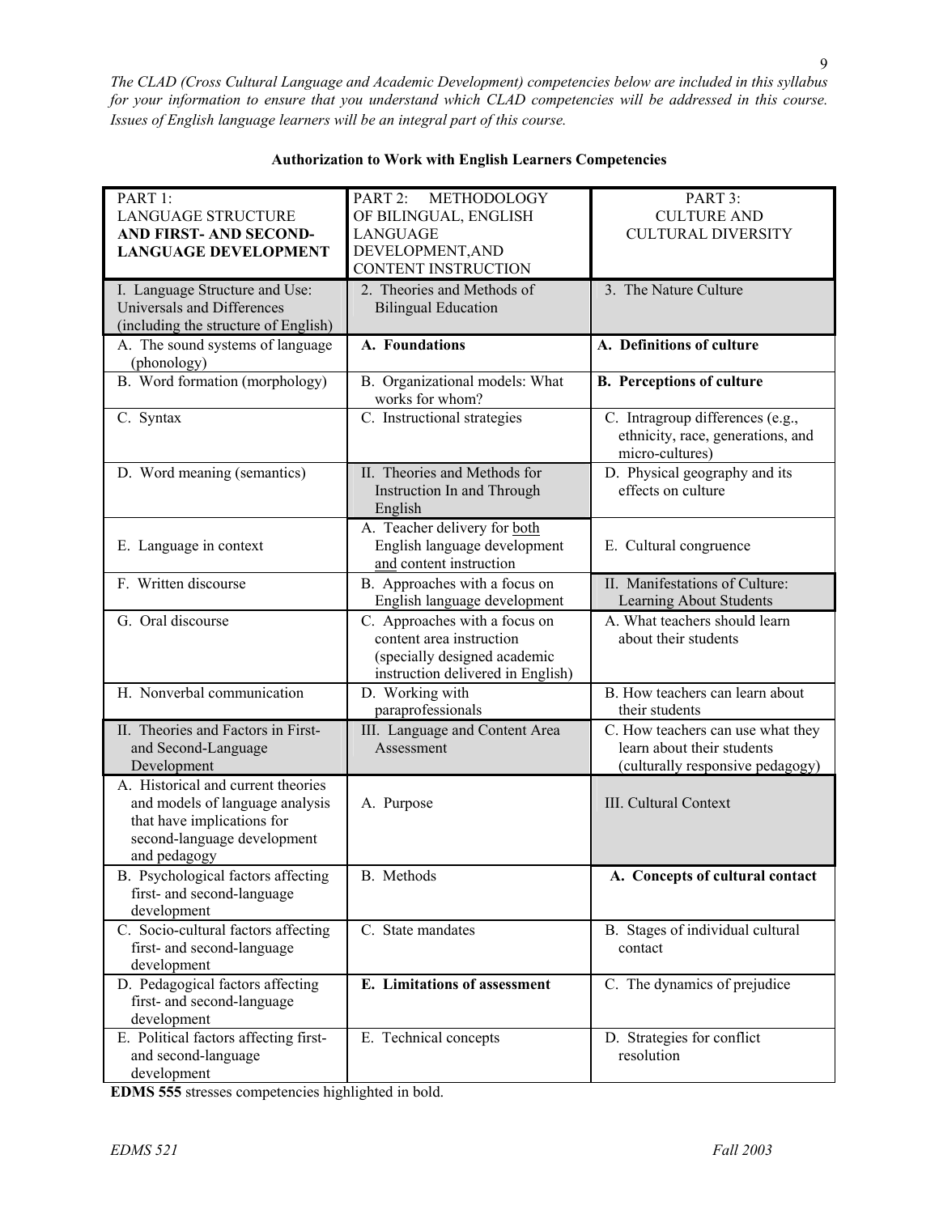*The CLAD (Cross Cultural Language and Academic Development) competencies below are included in this syllabus for your information to ensure that you understand which CLAD competencies will be addressed in this course. Issues of English language learners will be an integral part of this course.*

**Authorization to Work with English Learners Competencies**

| PART 1: LANGUAGE STRUCTURE **AND FIRST- AND SECOND-LANGUAGE DEVELOPMENT** | PART 2: METHODOLOGY OF BILINGUAL, ENGLISH LANGUAGE DEVELOPMENT,AND CONTENT INSTRUCTION | PART 3: CULTURE AND CULTURAL DIVERSITY |
|---|---|---|
| I. Language Structure and Use: Universals and Differences (including the structure of English) | 2. Theories and Methods of Bilingual Education | 3. The Nature Culture |
| A. The sound systems of language (phonology) | **A. Foundations** | **A. Definitions of culture** |
| B. Word formation (morphology) | B. Organizational models: What works for whom? | **B. Perceptions of culture** |
| C. Syntax | C. Instructional strategies | C. Intragroup differences (e.g., ethnicity, race, generations, and micro-cultures) |
| D. Word meaning (semantics) | II. Theories and Methods for Instruction In and Through English | D. Physical geography and its effects on culture |
| E. Language in context | A. Teacher delivery for both English language development and content instruction | E. Cultural congruence |
| F. Written discourse | B. Approaches with a focus on English language development | II. Manifestations of Culture: Learning About Students |
| G. Oral discourse | C. Approaches with a focus on content area instruction (specially designed academic instruction delivered in English) | A. What teachers should learn about their students |
| H. Nonverbal communication | D. Working with paraprofessionals | B. How teachers can learn about their students |
| II. Theories and Factors in First- and Second-Language Development | III. Language and Content Area Assessment | C. How teachers can use what they learn about their students (culturally responsive pedagogy) |
| A. Historical and current theories and models of language analysis that have implications for second-language development and pedagogy | A. Purpose | III. Cultural Context |
| B. Psychological factors affecting first- and second-language development | B. Methods | **A. Concepts of cultural contact** |
| C. Socio-cultural factors affecting first- and second-language development | C. State mandates | B. Stages of individual cultural contact |
| D. Pedagogical factors affecting first- and second-language development | **E. Limitations of assessment** | C. The dynamics of prejudice |
| E. Political factors affecting first- and second-language development | E. Technical concepts | D. Strategies for conflict resolution |

**EDMS 555** stresses competencies highlighted in bold.